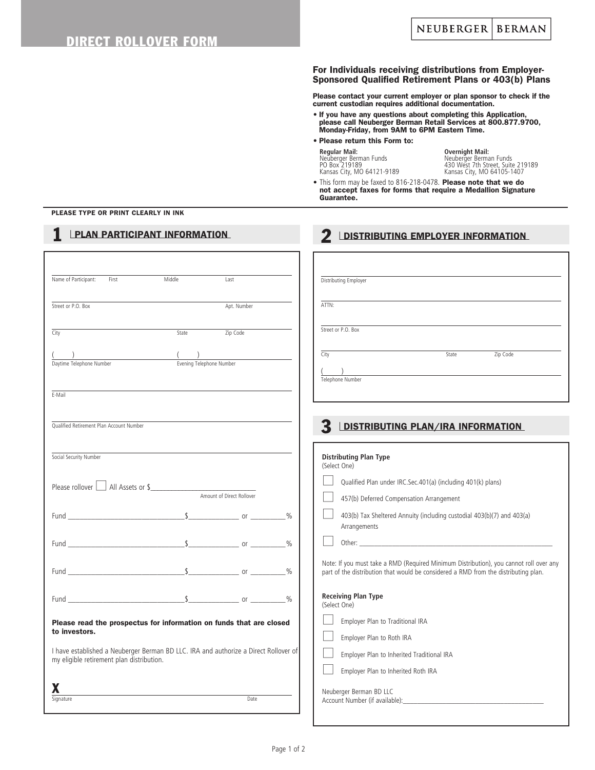# DIRECT ROLLOVER FORM

NEUBERGER | BERMAN

**For Individuals receiving distributions from Employer-Sponsored Qualified Retirement Plans or 403(b) Plans**

**Please contact your current employer or plan sponsor to check if the current custodian requires additional documentation.**

- **If you have any questions about completing this Application, please call Neuberger Berman Retail Services at 800.877.9700, Monday-Friday, from 9AM to 6PM Eastern Time.**
- **Please return this Form to:**

**Regular Mail:**
Neuberger Berman Funds
PO Box 219189
Kansas City, MO 64121-9189

**Overnight Mail:**
Neuberger Berman Funds
430 West 7th Street, Suite 219189
Kansas City, MO 64105-1407

- This form may be faxed to 816-218-0478. **Please note that we do not accept faxes for forms that require a Medallion Signature Guarantee.**

**PLEASE TYPE OR PRINT CLEARLY IN INK**

## 1 PLAN PARTICIPANT INFORMATION

Name of Participant: First ____ Middle ____ Last ____

Street or P.O. Box ____ Apt. Number ____

City ____ State ____ Zip Code ____

( ) ____ Daytime Telephone Number

( ) ____ Evening Telephone Number

E-Mail ____

Qualified Retirement Plan Account Number ____

Social Security Number ____

Please rollover ☐ All Assets or $____________ Amount of Direct Rollover

Fund ____________ $________ or ______%

Fund ____________ $________ or ______%

Fund ____________ $________ or ______%

Fund ____________ $________ or ______%

**Please read the prospectus for information on funds that are closed to investors.**

I have established a Neuberger Berman BD LLC. IRA and authorize a Direct Rollover of my eligible retirement plan distribution.

**X** ____________________ Signature ____ Date

## 2 DISTRIBUTING EMPLOYER INFORMATION

Distributing Employer ____

ATTN: ____

Street or P.O. Box ____

City ____ State ____ Zip Code ____

( ) ____ Telephone Number

## 3 DISTRIBUTING PLAN/IRA INFORMATION

**Distributing Plan Type**
(Select One)

- ☐ Qualified Plan under IRC.Sec.401(a) (including 401(k) plans)
- ☐ 457(b) Deferred Compensation Arrangement
- ☐ 403(b) Tax Sheltered Annuity (including custodial 403(b)(7) and 403(a) Arrangements
- ☐ Other: ____________

Note: If you must take a RMD (Required Minimum Distribution), you cannot roll over any part of the distribution that would be considered a RMD from the distributing plan.

**Receiving Plan Type**
(Select One)

- ☐ Employer Plan to Traditional IRA
- ☐ Employer Plan to Roth IRA
- ☐ Employer Plan to Inherited Traditional IRA
- ☐ Employer Plan to Inherited Roth IRA

Neuberger Berman BD LLC
Account Number (if available):____________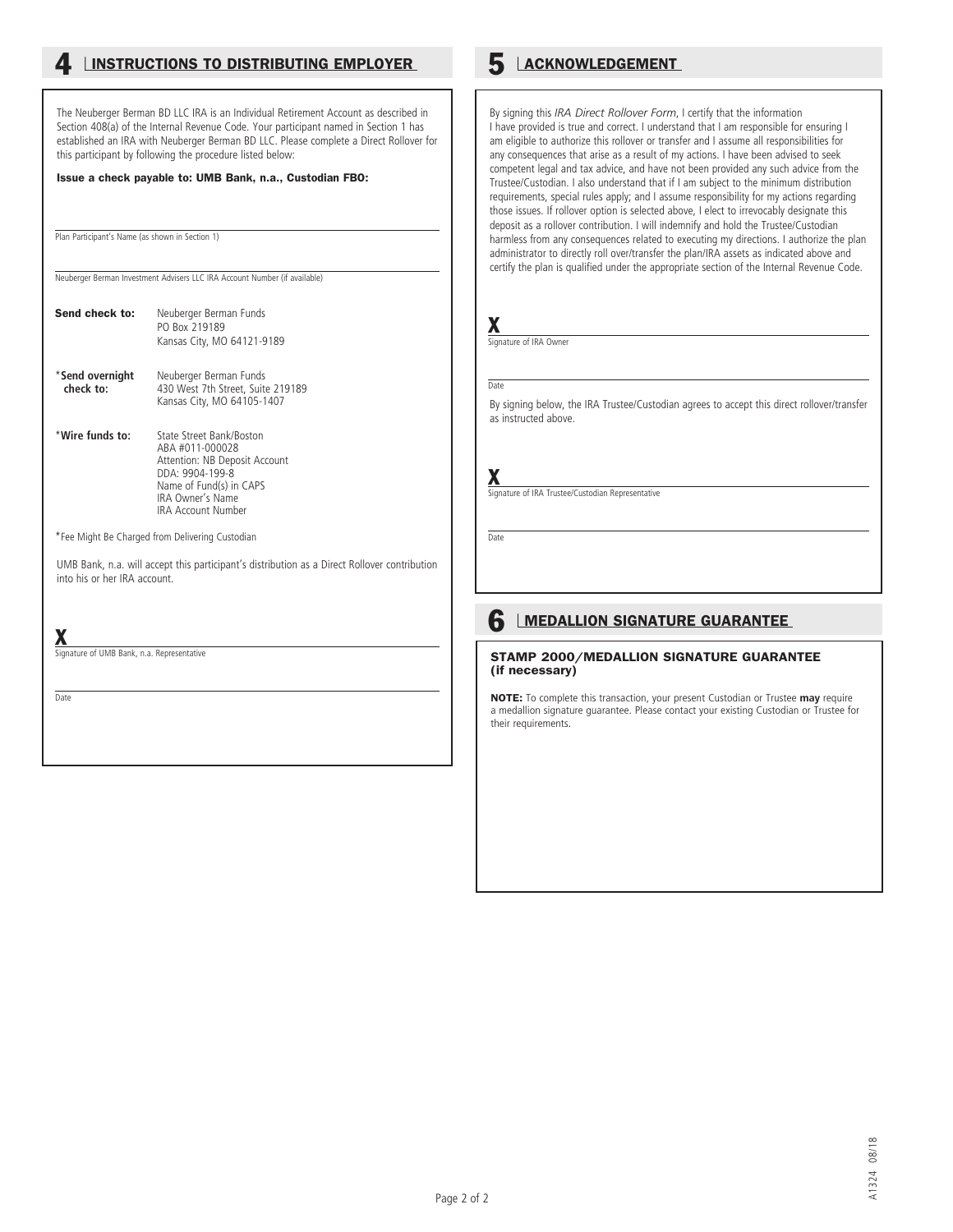## 4 INSTRUCTIONS TO DISTRIBUTING EMPLOYER

The Neuberger Berman BD LLC IRA is an Individual Retirement Account as described in Section 408(a) of the Internal Revenue Code. Your participant named in Section 1 has established an IRA with Neuberger Berman BD LLC. Please complete a Direct Rollover for this participant by following the procedure listed below:

**Issue a check payable to: UMB Bank, n.a., Custodian FBO:**

Plan Participant's Name (as shown in Section 1)

Neuberger Berman Investment Advisers LLC IRA Account Number (if available)

**Send check to:** Neuberger Berman Funds
PO Box 219189
Kansas City, MO 64121-9189

\***Send overnight check to:** Neuberger Berman Funds
430 West 7th Street, Suite 219189
Kansas City, MO 64105-1407

\***Wire funds to:** State Street Bank/Boston
ABA #011-000028
Attention: NB Deposit Account
DDA: 9904-199-8
Name of Fund(s) in CAPS
IRA Owner's Name
IRA Account Number

\*Fee Might Be Charged from Delivering Custodian

UMB Bank, n.a. will accept this participant's distribution as a Direct Rollover contribution into his or her IRA account.

**X** ______________________________
Signature of UMB Bank, n.a. Representative

Date

## 5 ACKNOWLEDGEMENT

By signing this *IRA Direct Rollover Form*, I certify that the information I have provided is true and correct. I understand that I am responsible for ensuring I am eligible to authorize this rollover or transfer and I assume all responsibilities for any consequences that arise as a result of my actions. I have been advised to seek competent legal and tax advice, and have not been provided any such advice from the Trustee/Custodian. I also understand that if I am subject to the minimum distribution requirements, special rules apply; and I assume responsibility for my actions regarding those issues. If rollover option is selected above, I elect to irrevocably designate this deposit as a rollover contribution. I will indemnify and hold the Trustee/Custodian harmless from any consequences related to executing my directions. I authorize the plan administrator to directly roll over/transfer the plan/IRA assets as indicated above and certify the plan is qualified under the appropriate section of the Internal Revenue Code.

**X** ______________________________
Signature of IRA Owner

Date

By signing below, the IRA Trustee/Custodian agrees to accept this direct rollover/transfer as instructed above.

**X** ______________________________
Signature of IRA Trustee/Custodian Representative

Date

## 6 MEDALLION SIGNATURE GUARANTEE

**STAMP 2000/MEDALLION SIGNATURE GUARANTEE (if necessary)**

**NOTE:** To complete this transaction, your present Custodian or Trustee **may** require a medallion signature guarantee. Please contact your existing Custodian or Trustee for their requirements.

A1324 08/18